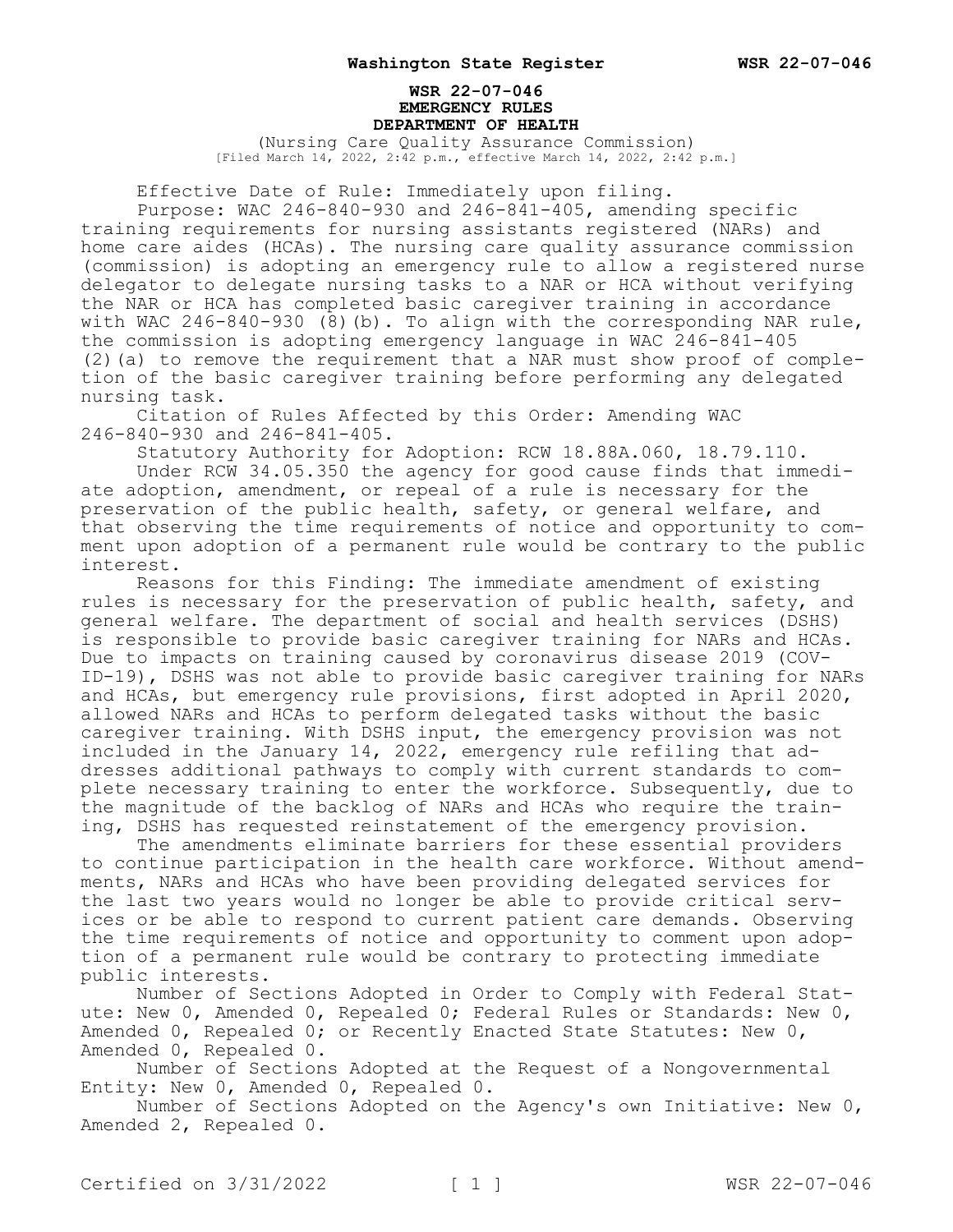**WSR 22-07-046**
**EMERGENCY RULES**
**DEPARTMENT OF HEALTH**
(Nursing Care Quality Assurance Commission)
[Filed March 14, 2022, 2:42 p.m., effective March 14, 2022, 2:42 p.m.]

Effective Date of Rule: Immediately upon filing.

Purpose: WAC 246-840-930 and 246-841-405, amending specific training requirements for nursing assistants registered (NARs) and home care aides (HCAs). The nursing care quality assurance commission (commission) is adopting an emergency rule to allow a registered nurse delegator to delegate nursing tasks to a NAR or HCA without verifying the NAR or HCA has completed basic caregiver training in accordance with WAC 246-840-930 (8)(b). To align with the corresponding NAR rule, the commission is adopting emergency language in WAC 246-841-405 (2)(a) to remove the requirement that a NAR must show proof of completion of the basic caregiver training before performing any delegated nursing task.

Citation of Rules Affected by this Order: Amending WAC 246-840-930 and 246-841-405.

Statutory Authority for Adoption: RCW 18.88A.060, 18.79.110.

Under RCW 34.05.350 the agency for good cause finds that immediate adoption, amendment, or repeal of a rule is necessary for the preservation of the public health, safety, or general welfare, and that observing the time requirements of notice and opportunity to comment upon adoption of a permanent rule would be contrary to the public interest.

Reasons for this Finding: The immediate amendment of existing rules is necessary for the preservation of public health, safety, and general welfare. The department of social and health services (DSHS) is responsible to provide basic caregiver training for NARs and HCAs. Due to impacts on training caused by coronavirus disease 2019 (COVID-19), DSHS was not able to provide basic caregiver training for NARs and HCAs, but emergency rule provisions, first adopted in April 2020, allowed NARs and HCAs to perform delegated tasks without the basic caregiver training. With DSHS input, the emergency provision was not included in the January 14, 2022, emergency rule refiling that addresses additional pathways to comply with current standards to complete necessary training to enter the workforce. Subsequently, due to the magnitude of the backlog of NARs and HCAs who require the training, DSHS has requested reinstatement of the emergency provision.

The amendments eliminate barriers for these essential providers to continue participation in the health care workforce. Without amendments, NARs and HCAs who have been providing delegated services for the last two years would no longer be able to provide critical services or be able to respond to current patient care demands. Observing the time requirements of notice and opportunity to comment upon adoption of a permanent rule would be contrary to protecting immediate public interests.

Number of Sections Adopted in Order to Comply with Federal Statute: New 0, Amended 0, Repealed 0; Federal Rules or Standards: New 0, Amended 0, Repealed 0; or Recently Enacted State Statutes: New 0, Amended 0, Repealed 0.

Number of Sections Adopted at the Request of a Nongovernmental Entity: New 0, Amended 0, Repealed 0.

Number of Sections Adopted on the Agency's own Initiative: New 0, Amended 2, Repealed 0.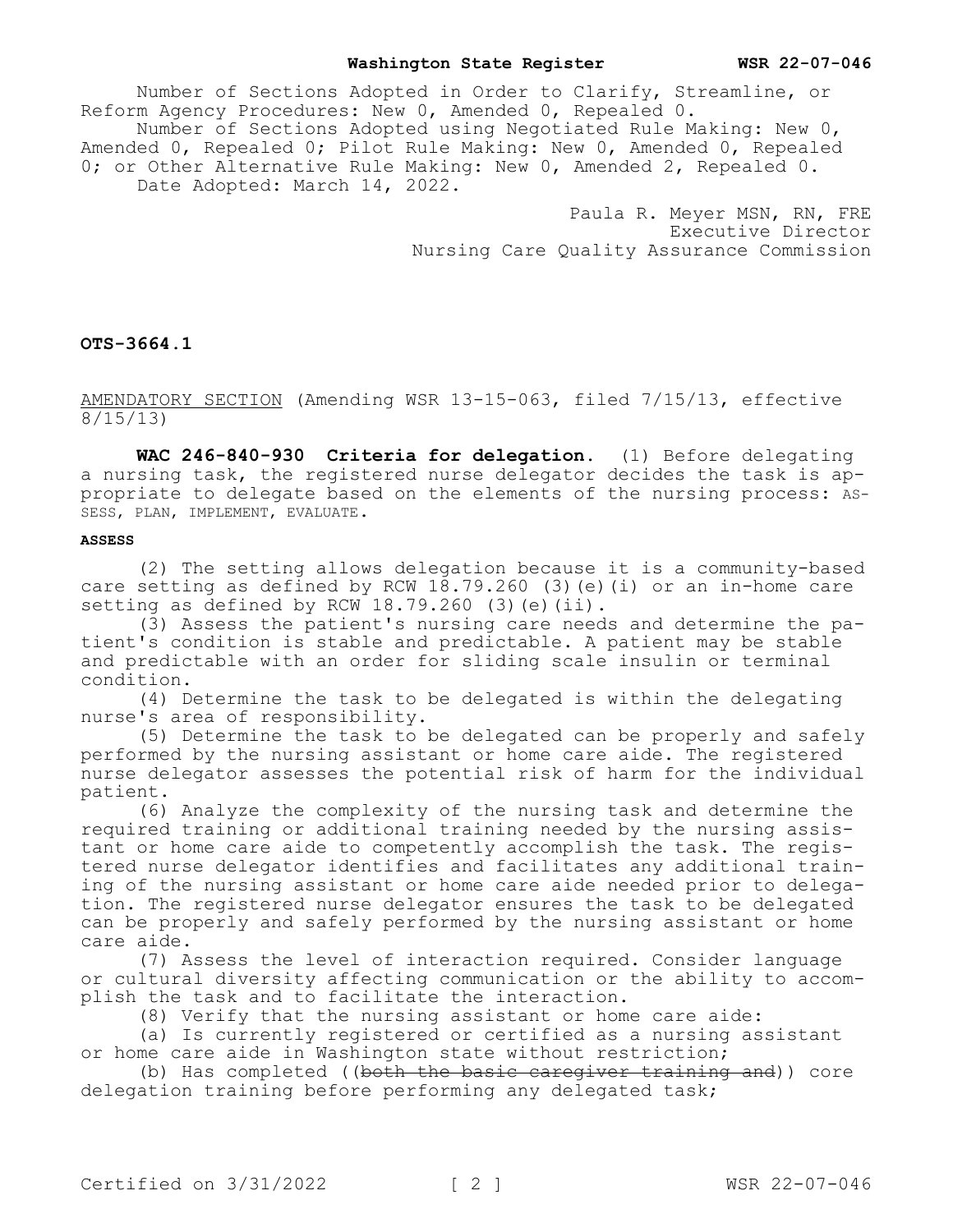Number of Sections Adopted in Order to Clarify, Streamline, or Reform Agency Procedures: New 0, Amended 0, Repealed 0.

Number of Sections Adopted using Negotiated Rule Making: New 0, Amended 0, Repealed 0; Pilot Rule Making: New 0, Amended 0, Repealed 0; or Other Alternative Rule Making: New 0, Amended 2, Repealed 0.

Date Adopted: March 14, 2022.

Paula R. Meyer MSN, RN, FRE
Executive Director
Nursing Care Quality Assurance Commission

**OTS-3664.1**

AMENDATORY SECTION (Amending WSR 13-15-063, filed 7/15/13, effective 8/15/13)

**WAC 246-840-930 Criteria for delegation.** (1) Before delegating a nursing task, the registered nurse delegator decides the task is appropriate to delegate based on the elements of the nursing process: ASSESS, PLAN, IMPLEMENT, EVALUATE.

**ASSESS**

(2) The setting allows delegation because it is a community-based care setting as defined by RCW 18.79.260 (3)(e)(i) or an in-home care setting as defined by RCW 18.79.260 (3)(e)(ii).

(3) Assess the patient's nursing care needs and determine the patient's condition is stable and predictable. A patient may be stable and predictable with an order for sliding scale insulin or terminal condition.

(4) Determine the task to be delegated is within the delegating nurse's area of responsibility.

(5) Determine the task to be delegated can be properly and safely performed by the nursing assistant or home care aide. The registered nurse delegator assesses the potential risk of harm for the individual patient.

(6) Analyze the complexity of the nursing task and determine the required training or additional training needed by the nursing assistant or home care aide to competently accomplish the task. The registered nurse delegator identifies and facilitates any additional training of the nursing assistant or home care aide needed prior to delegation. The registered nurse delegator ensures the task to be delegated can be properly and safely performed by the nursing assistant or home care aide.

(7) Assess the level of interaction required. Consider language or cultural diversity affecting communication or the ability to accomplish the task and to facilitate the interaction.

(8) Verify that the nursing assistant or home care aide:

(a) Is currently registered or certified as a nursing assistant or home care aide in Washington state without restriction;

(b) Has completed ((~~both the basic caregiver training and~~)) core delegation training before performing any delegated task;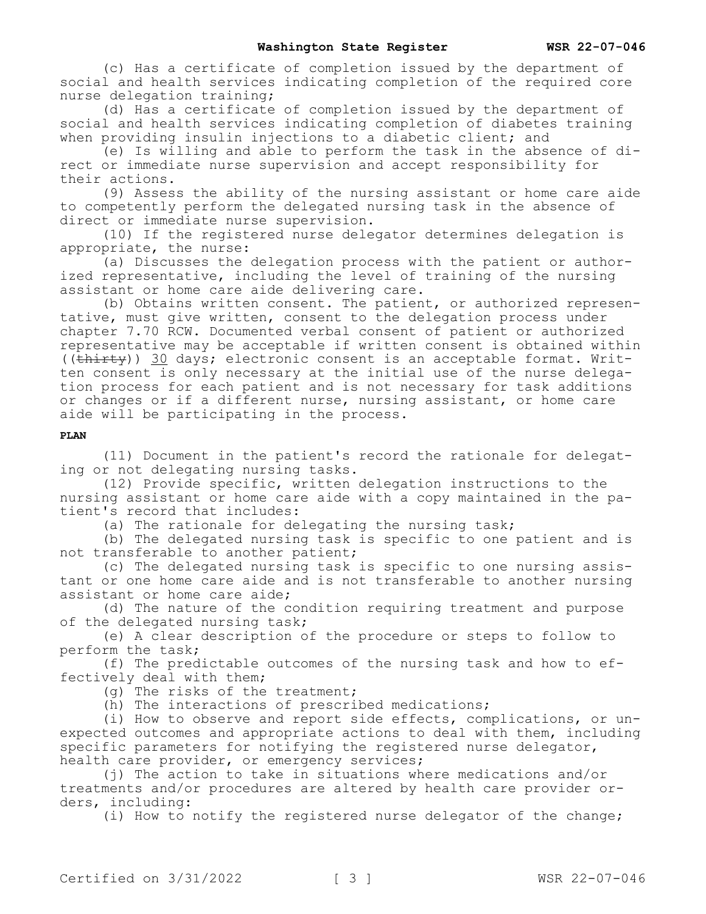(c) Has a certificate of completion issued by the department of social and health services indicating completion of the required core nurse delegation training;

(d) Has a certificate of completion issued by the department of social and health services indicating completion of diabetes training when providing insulin injections to a diabetic client; and

(e) Is willing and able to perform the task in the absence of direct or immediate nurse supervision and accept responsibility for their actions.

(9) Assess the ability of the nursing assistant or home care aide to competently perform the delegated nursing task in the absence of direct or immediate nurse supervision.

(10) If the registered nurse delegator determines delegation is appropriate, the nurse:

(a) Discusses the delegation process with the patient or authorized representative, including the level of training of the nursing assistant or home care aide delivering care.

(b) Obtains written consent. The patient, or authorized representative, must give written, consent to the delegation process under chapter 7.70 RCW. Documented verbal consent of patient or authorized representative may be acceptable if written consent is obtained within ((~~thirty~~)) 30 days; electronic consent is an acceptable format. Written consent is only necessary at the initial use of the nurse delegation process for each patient and is not necessary for task additions or changes or if a different nurse, nursing assistant, or home care aide will be participating in the process.

**PLAN**

(11) Document in the patient's record the rationale for delegating or not delegating nursing tasks.

(12) Provide specific, written delegation instructions to the nursing assistant or home care aide with a copy maintained in the patient's record that includes:

(a) The rationale for delegating the nursing task;

(b) The delegated nursing task is specific to one patient and is not transferable to another patient;

(c) The delegated nursing task is specific to one nursing assistant or one home care aide and is not transferable to another nursing assistant or home care aide;

(d) The nature of the condition requiring treatment and purpose of the delegated nursing task;

(e) A clear description of the procedure or steps to follow to perform the task;

(f) The predictable outcomes of the nursing task and how to effectively deal with them;

(g) The risks of the treatment;

(h) The interactions of prescribed medications;

(i) How to observe and report side effects, complications, or unexpected outcomes and appropriate actions to deal with them, including specific parameters for notifying the registered nurse delegator, health care provider, or emergency services;

(j) The action to take in situations where medications and/or treatments and/or procedures are altered by health care provider orders, including:

(i) How to notify the registered nurse delegator of the change;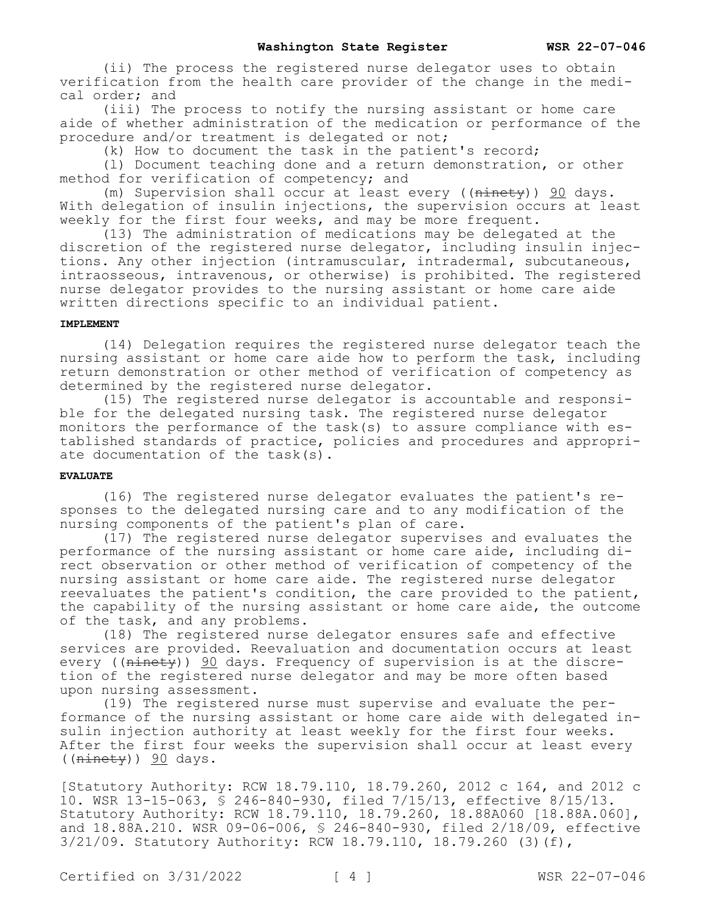(ii) The process the registered nurse delegator uses to obtain verification from the health care provider of the change in the medical order; and

(iii) The process to notify the nursing assistant or home care aide of whether administration of the medication or performance of the procedure and/or treatment is delegated or not;

(k) How to document the task in the patient's record;

(l) Document teaching done and a return demonstration, or other method for verification of competency; and

(m) Supervision shall occur at least every ((~~ninety~~)) 90 days. With delegation of insulin injections, the supervision occurs at least weekly for the first four weeks, and may be more frequent.

(13) The administration of medications may be delegated at the discretion of the registered nurse delegator, including insulin injections. Any other injection (intramuscular, intradermal, subcutaneous, intraosseous, intravenous, or otherwise) is prohibited. The registered nurse delegator provides to the nursing assistant or home care aide written directions specific to an individual patient.

**IMPLEMENT**

(14) Delegation requires the registered nurse delegator teach the nursing assistant or home care aide how to perform the task, including return demonstration or other method of verification of competency as determined by the registered nurse delegator.

(15) The registered nurse delegator is accountable and responsible for the delegated nursing task. The registered nurse delegator monitors the performance of the task(s) to assure compliance with established standards of practice, policies and procedures and appropriate documentation of the task(s).

**EVALUATE**

(16) The registered nurse delegator evaluates the patient's responses to the delegated nursing care and to any modification of the nursing components of the patient's plan of care.

(17) The registered nurse delegator supervises and evaluates the performance of the nursing assistant or home care aide, including direct observation or other method of verification of competency of the nursing assistant or home care aide. The registered nurse delegator reevaluates the patient's condition, the care provided to the patient, the capability of the nursing assistant or home care aide, the outcome of the task, and any problems.

(18) The registered nurse delegator ensures safe and effective services are provided. Reevaluation and documentation occurs at least every ((~~ninety~~)) 90 days. Frequency of supervision is at the discretion of the registered nurse delegator and may be more often based upon nursing assessment.

(19) The registered nurse must supervise and evaluate the performance of the nursing assistant or home care aide with delegated insulin injection authority at least weekly for the first four weeks. After the first four weeks the supervision shall occur at least every ((~~ninety~~)) 90 days.

[Statutory Authority: RCW 18.79.110, 18.79.260, 2012 c 164, and 2012 c 10. WSR 13-15-063, § 246-840-930, filed 7/15/13, effective 8/15/13. Statutory Authority: RCW 18.79.110, 18.79.260, 18.88A060 [18.88A.060], and 18.88A.210. WSR 09-06-006, § 246-840-930, filed 2/18/09, effective 3/21/09. Statutory Authority: RCW 18.79.110, 18.79.260 (3)(f),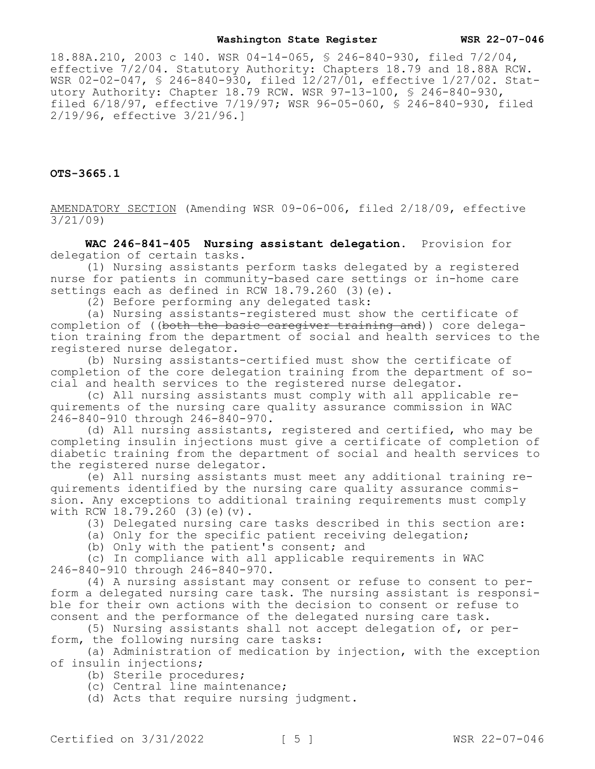18.88A.210, 2003 c 140. WSR 04-14-065, § 246-840-930, filed 7/2/04, effective 7/2/04. Statutory Authority: Chapters 18.79 and 18.88A RCW. WSR 02-02-047, § 246-840-930, filed 12/27/01, effective 1/27/02. Statutory Authority: Chapter 18.79 RCW. WSR 97-13-100, § 246-840-930, filed 6/18/97, effective 7/19/97; WSR 96-05-060, § 246-840-930, filed 2/19/96, effective 3/21/96.]

**OTS-3665.1**

AMENDATORY SECTION (Amending WSR 09-06-006, filed 2/18/09, effective 3/21/09)

**WAC 246-841-405 Nursing assistant delegation.** Provision for delegation of certain tasks.

(1) Nursing assistants perform tasks delegated by a registered nurse for patients in community-based care settings or in-home care settings each as defined in RCW 18.79.260 (3)(e).

(2) Before performing any delegated task:

(a) Nursing assistants-registered must show the certificate of completion of ((~~both the basic caregiver training and~~)) core delegation training from the department of social and health services to the registered nurse delegator.

(b) Nursing assistants-certified must show the certificate of completion of the core delegation training from the department of social and health services to the registered nurse delegator.

(c) All nursing assistants must comply with all applicable requirements of the nursing care quality assurance commission in WAC 246-840-910 through 246-840-970.

(d) All nursing assistants, registered and certified, who may be completing insulin injections must give a certificate of completion of diabetic training from the department of social and health services to the registered nurse delegator.

(e) All nursing assistants must meet any additional training requirements identified by the nursing care quality assurance commission. Any exceptions to additional training requirements must comply with RCW 18.79.260 (3)(e)(v).

(3) Delegated nursing care tasks described in this section are:

(a) Only for the specific patient receiving delegation;

(b) Only with the patient's consent; and

(c) In compliance with all applicable requirements in WAC 246-840-910 through 246-840-970.

(4) A nursing assistant may consent or refuse to consent to perform a delegated nursing care task. The nursing assistant is responsible for their own actions with the decision to consent or refuse to consent and the performance of the delegated nursing care task.

(5) Nursing assistants shall not accept delegation of, or perform, the following nursing care tasks:

(a) Administration of medication by injection, with the exception of insulin injections;

(b) Sterile procedures;

(c) Central line maintenance;

(d) Acts that require nursing judgment.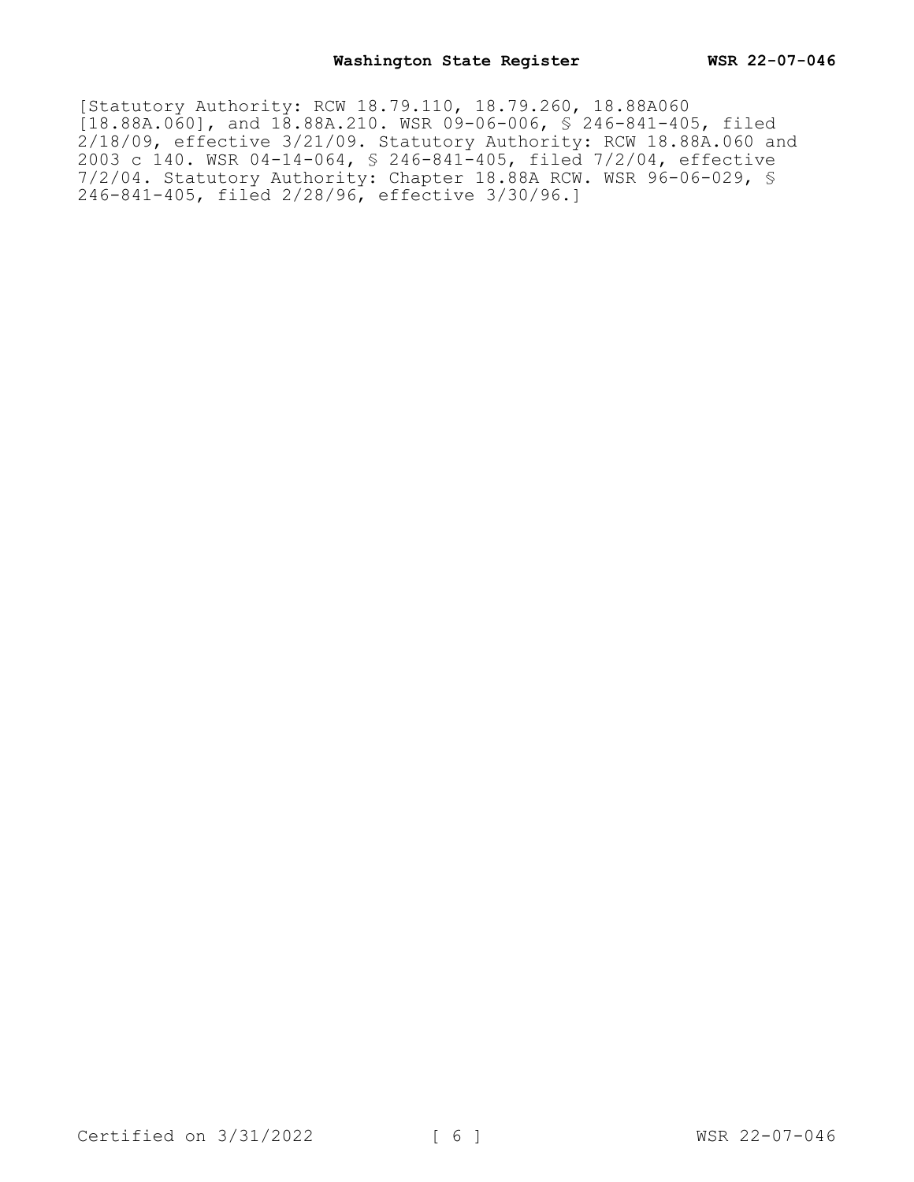[Statutory Authority: RCW 18.79.110, 18.79.260, 18.88A060 [18.88A.060], and 18.88A.210. WSR 09-06-006, § 246-841-405, filed 2/18/09, effective 3/21/09. Statutory Authority: RCW 18.88A.060 and 2003 c 140. WSR 04-14-064, § 246-841-405, filed 7/2/04, effective 7/2/04. Statutory Authority: Chapter 18.88A RCW. WSR 96-06-029, § 246-841-405, filed 2/28/96, effective 3/30/96.]